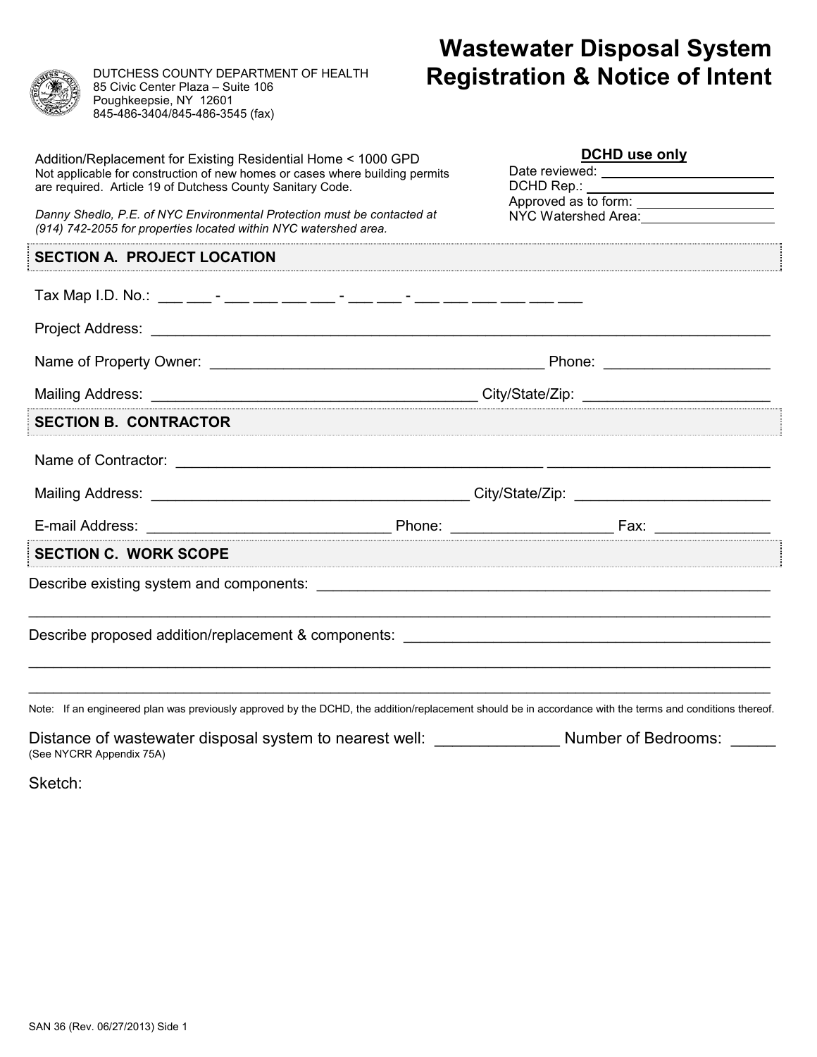DUTCHESS COUNTY DEPARTMENT OF HEALTH
85 Civic Center Plaza – Suite 106
Poughkeepsie, NY 12601
845-486-3404/845-486-3545 (fax)

# Wastewater Disposal System Registration & Notice of Intent

Addition/Replacement for Existing Residential Home < 1000 GPD
Not applicable for construction of new homes or cases where building permits are required. Article 19 of Dutchess County Sanitary Code.

*Danny Shedlo, P.E. of NYC Environmental Protection must be contacted at (914) 742-2055 for properties located within NYC watershed area.*

**DCHD use only**

Date reviewed: ____________________
DCHD Rep.: ____________________
Approved as to form: ____________________
NYC Watershed Area: ____________________

## SECTION A. PROJECT LOCATION

Tax Map I.D. No.: ___ ___ - ___ ___ ___ ___ - ___ ___ - ___ ___ ___ ___ ___ ___

Project Address: ____________________________________________

Name of Property Owner: ______________________________ Phone: ____________________

Mailing Address: ______________________________ City/State/Zip: ____________________

## SECTION B. CONTRACTOR

Name of Contractor: ______________________________ ____________________

Mailing Address: ______________________________ City/State/Zip: ____________________

E-mail Address: ____________________ Phone: ____________________ Fax: ______________

## SECTION C. WORK SCOPE

Describe existing system and components: ____________________________________________

____________________________________________

Describe proposed addition/replacement & components: ____________________________________________

____________________________________________

____________________________________________

Note: If an engineered plan was previously approved by the DCHD, the addition/replacement should be in accordance with the terms and conditions thereof.

Distance of wastewater disposal system to nearest well: ______________ Number of Bedrooms: _____
(See NYCRR Appendix 75A)

Sketch:

SAN 36 (Rev. 06/27/2013) Side 1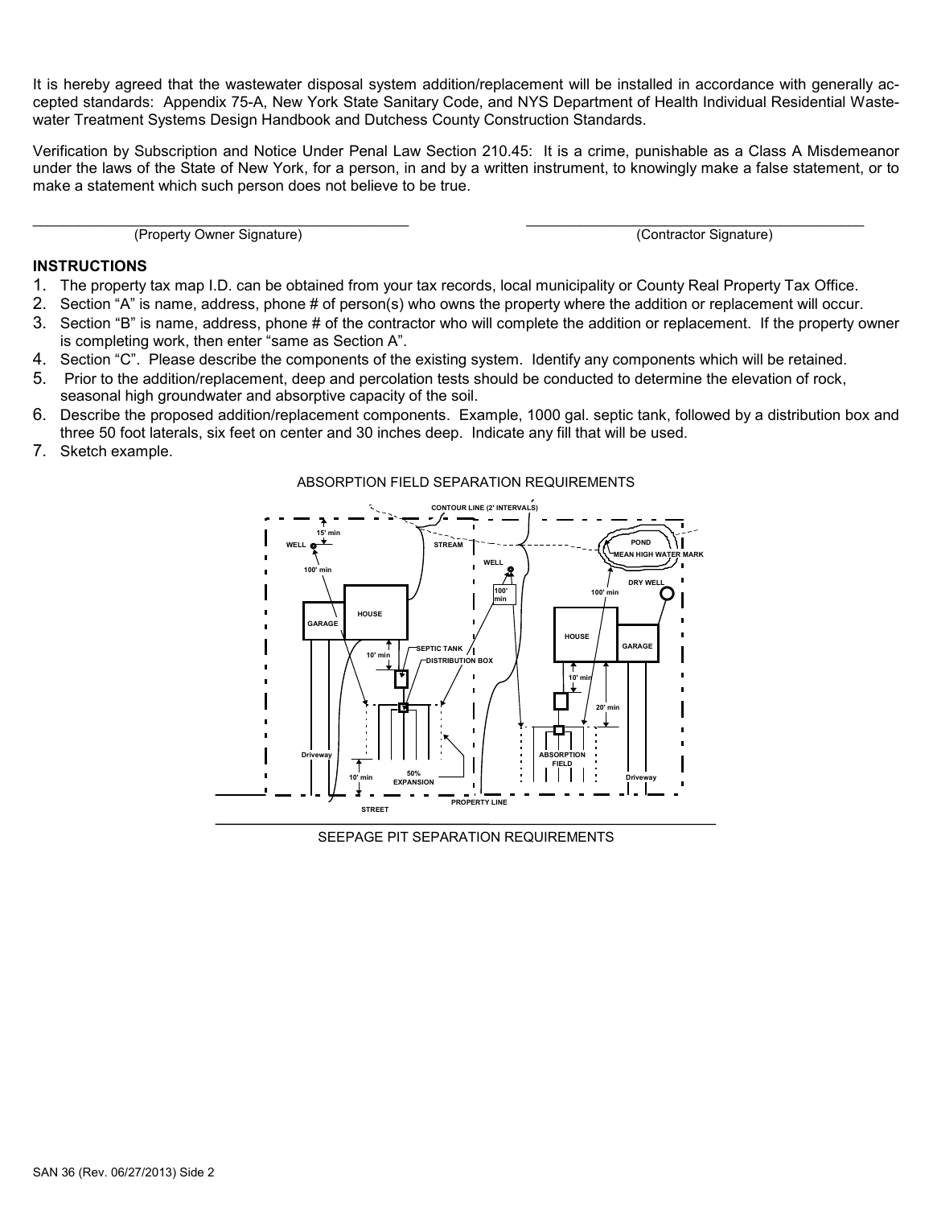It is hereby agreed that the wastewater disposal system addition/replacement will be installed in accordance with generally accepted standards: Appendix 75-A, New York State Sanitary Code, and NYS Department of Health Individual Residential Wastewater Treatment Systems Design Handbook and Dutchess County Construction Standards.

Verification by Subscription and Notice Under Penal Law Section 210.45: It is a crime, punishable as a Class A Misdemeanor under the laws of the State of New York, for a person, in and by a written instrument, to knowingly make a false statement, or to make a statement which such person does not believe to be true.

\_\_\_\_\_\_\_\_\_\_\_\_\_\_\_\_\_\_\_\_\_\_\_\_\_\_\_\_\_\_\_\_\_\_\_\_\_\_\_\_\_\_\_\_ (Property Owner Signature)

\_\_\_\_\_\_\_\_\_\_\_\_\_\_\_\_\_\_\_\_\_\_\_\_\_\_\_\_\_\_\_\_\_\_\_\_\_\_\_\_\_\_\_\_ (Contractor Signature)

## INSTRUCTIONS

1. The property tax map I.D. can be obtained from your tax records, local municipality or County Real Property Tax Office.
2. Section "A" is name, address, phone # of person(s) who owns the property where the addition or replacement will occur.
3. Section "B" is name, address, phone # of the contractor who will complete the addition or replacement. If the property owner is completing work, then enter "same as Section A".
4. Section "C". Please describe the components of the existing system. Identify any components which will be retained.
5. Prior to the addition/replacement, deep and percolation tests should be conducted to determine the elevation of rock, seasonal high groundwater and absorptive capacity of the soil.
6. Describe the proposed addition/replacement components. Example, 1000 gal. septic tank, followed by a distribution box and three 50 foot laterals, six feet on center and 30 inches deep. Indicate any fill that will be used.
7. Sketch example.

ABSORPTION FIELD SEPARATION REQUIREMENTS

SEEPAGE PIT SEPARATION REQUIREMENTS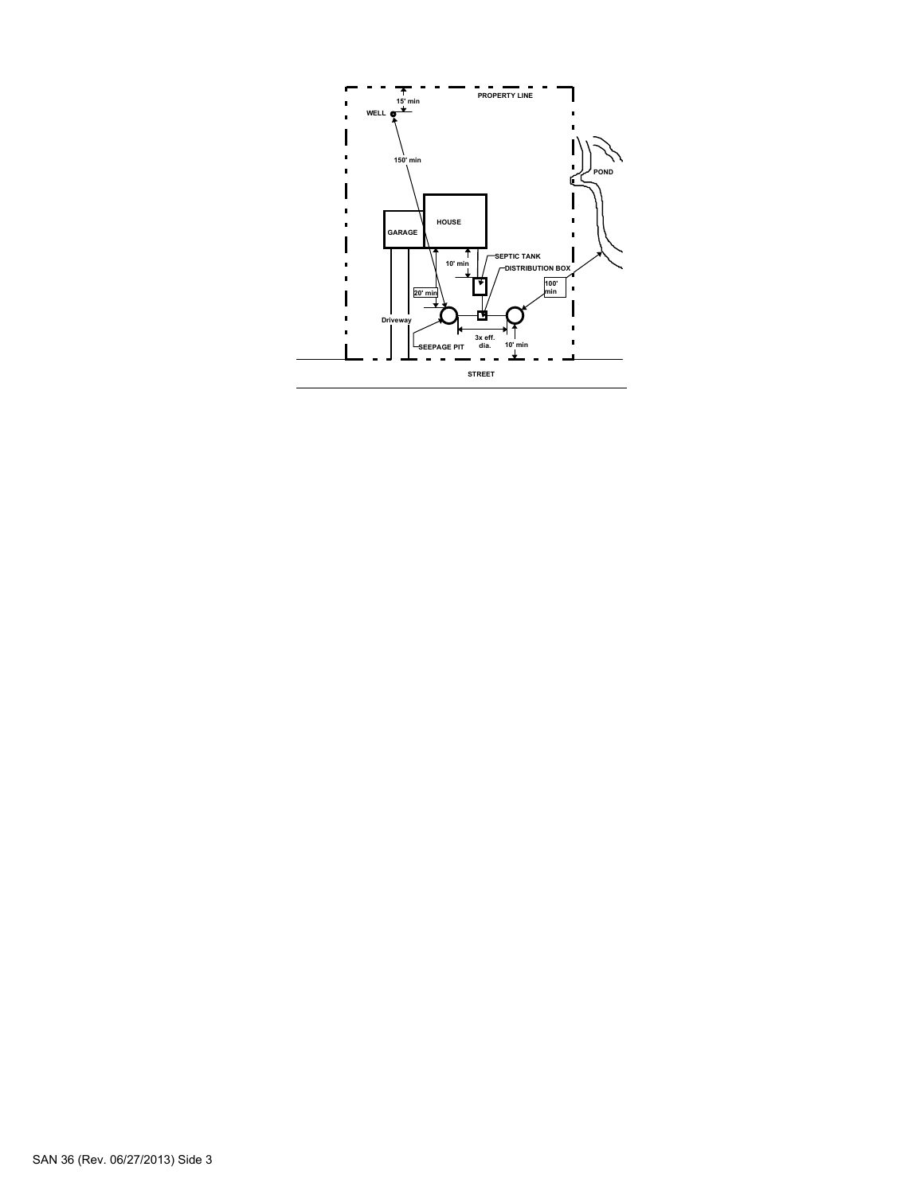PROPERTY LINE

15' min

WELL

150' min

POND

GARAGE

HOUSE

10' min

SEPTIC TANK

DISTRIBUTION BOX

100' min

20' min

Driveway

SEEPAGE PIT

3x eff. dia.

10' min

STREET

SAN 36 (Rev. 06/27/2013) Side 3